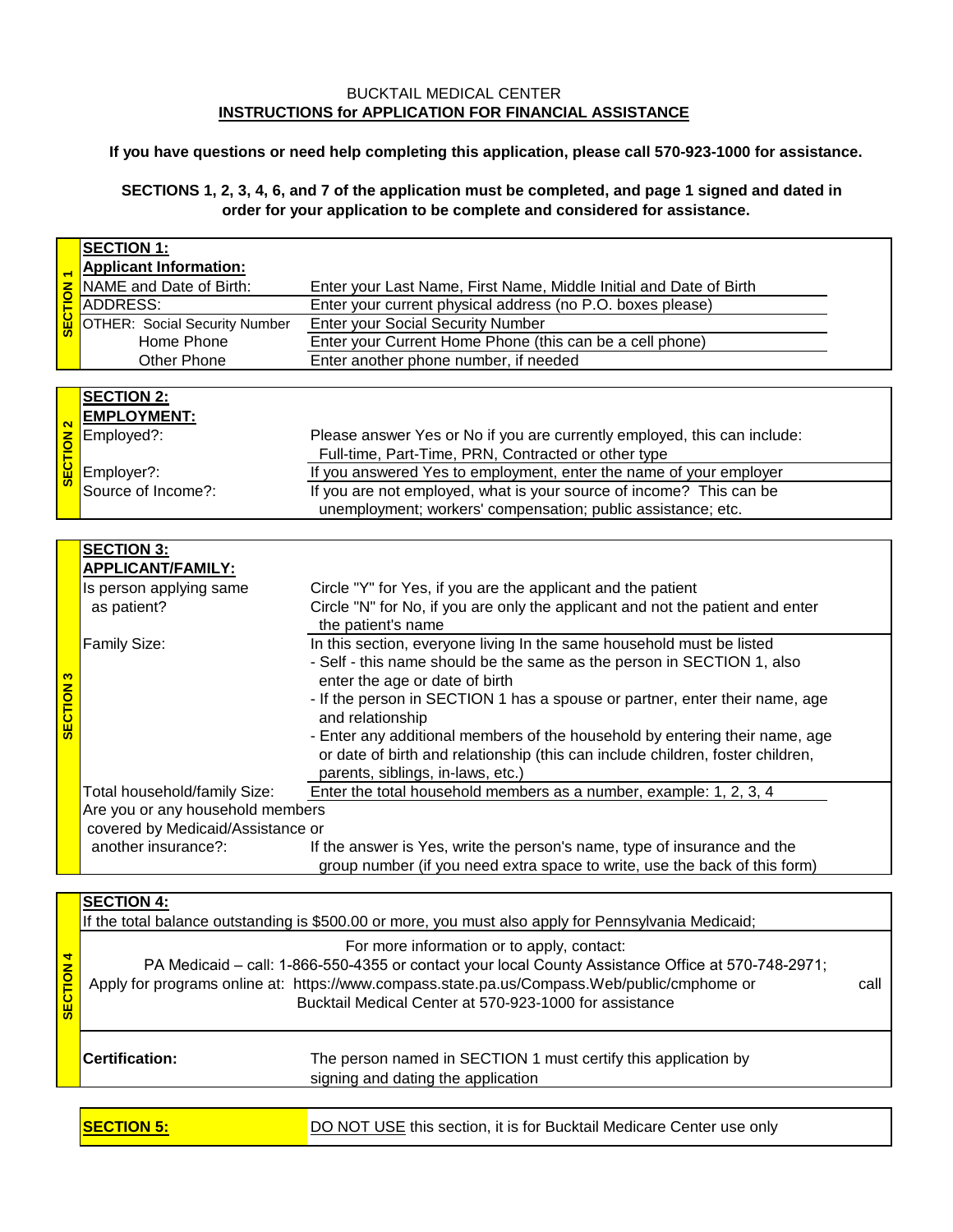BUCKTAIL MEDICAL CENTER

**INSTRUCTIONS for APPLICATION FOR FINANCIAL ASSISTANCE**

**If you have questions or need help completing this application, please call 570-923-1000 for assistance.**

**SECTIONS 1, 2, 3, 4, 6, and 7 of the application must be completed, and page 1 signed and dated in order for your application to be complete and considered for assistance.**

| SECTION 1 | | |
|---|---|---|
| | **SECTION 1:** | |
| | **Applicant Information:** | |
| | NAME and Date of Birth: | Enter your Last Name, First Name, Middle Initial and Date of Birth |
| | ADDRESS: | Enter your current physical address (no P.O. boxes please) |
| | OTHER: Social Security Number | Enter your Social Security Number |
| | Home Phone | Enter your Current Home Phone (this can be a cell phone) |
| | Other Phone | Enter another phone number, if needed |

| SECTION 2 | | |
|---|---|---|
| | **SECTION 2:** | |
| | **EMPLOYMENT:** | |
| | Employed?: | Please answer Yes or No if you are currently employed, this can include: Full-time, Part-Time, PRN, Contracted or other type |
| | Employer?: | If you answered Yes to employment, enter the name of your employer |
| | Source of Income?: | If you are not employed, what is your source of income? This can be unemployment; workers' compensation; public assistance; etc. |

| SECTION 3 | | |
|---|---|---|
| | **SECTION 3:** | |
| | **APPLICANT/FAMILY:** | |
| | Is person applying same as patient? | Circle "Y" for Yes, if you are the applicant and the patient<br>Circle "N" for No, if you are only the applicant and not the patient and enter the patient's name |
| | Family Size: | In this section, everyone living In the same household must be listed<br>- Self - this name should be the same as the person in SECTION 1, also enter the age or date of birth<br>- If the person in SECTION 1 has a spouse or partner, enter their name, age and relationship<br>- Enter any additional members of the household by entering their name, age or date of birth and relationship (this can include children, foster children, parents, siblings, in-laws, etc.) |
| | Total household/family Size: | Enter the total household members as a number, example: 1, 2, 3, 4 |
| | Are you or any household members covered by Medicaid/Assistance or another insurance?: | If the answer is Yes, write the person's name, type of insurance and the group number (if you need extra space to write, use the back of this form) |

| SECTION 4 | | |
|---|---|---|
| | **SECTION 4:** | |
| | If the total balance outstanding is $500.00 or more, you must also apply for Pennsylvania Medicaid; | |
| | For more information or to apply, contact:<br>PA Medicaid – call: 1-866-550-4355 or contact your local County Assistance Office at 570-748-2971;<br>Apply for programs online at: https://www.compass.state.pa.us/Compass.Web/public/cmphome or call Bucktail Medical Center at 570-923-1000 for assistance | |
| | **Certification:** | The person named in SECTION 1 must certify this application by signing and dating the application |

| **SECTION 5:** | DO NOT USE this section, it is for Bucktail Medicare Center use only |
|---|---|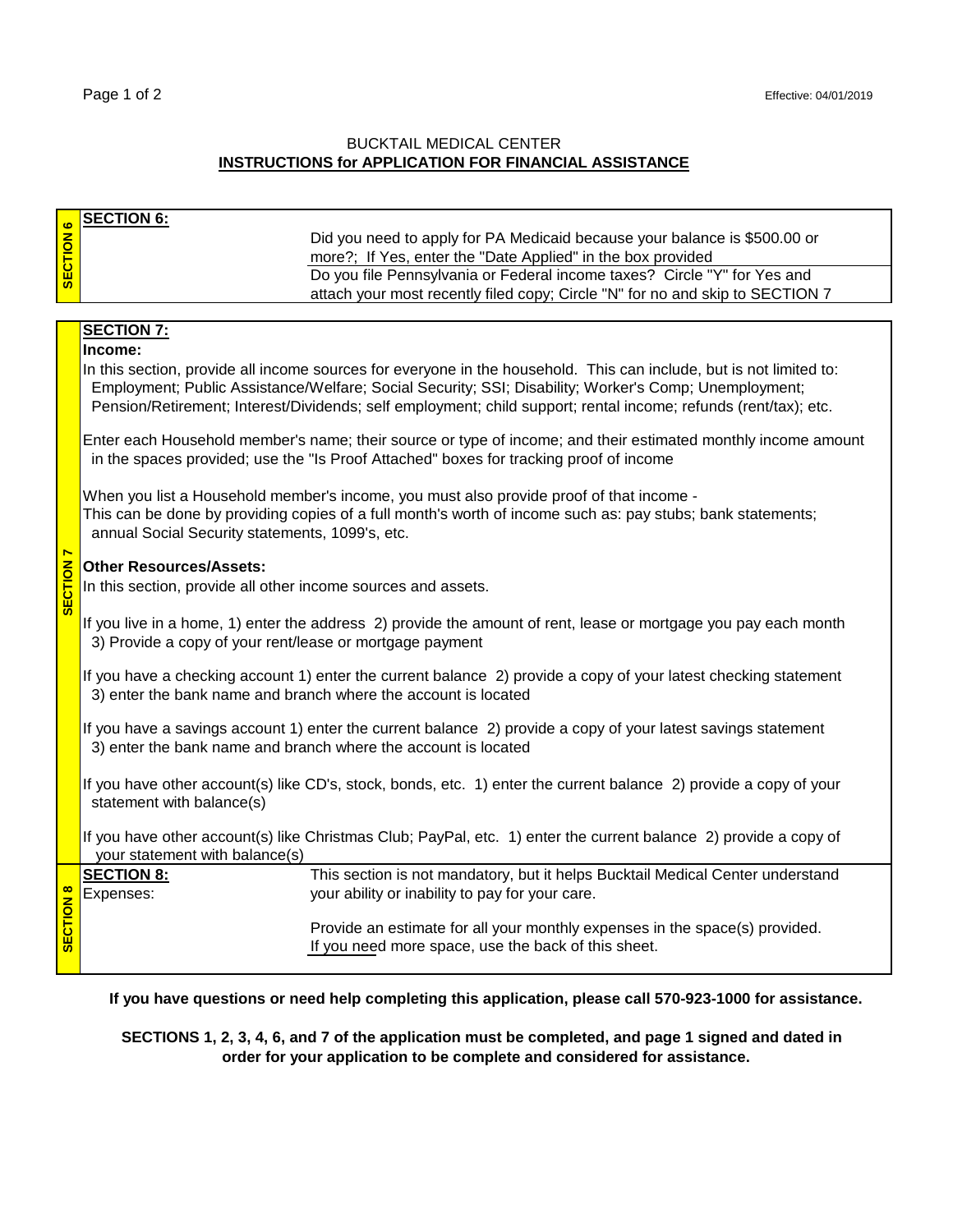Effective: 04/01/2019

BUCKTAIL MEDICAL CENTER

**INSTRUCTIONS for APPLICATION FOR FINANCIAL ASSISTANCE**

## SECTION 6:

Did you need to apply for PA Medicaid because your balance is $500.00 or more?; If Yes, enter the "Date Applied" in the box provided

Do you file Pennsylvania or Federal income taxes? Circle "Y" for Yes and attach your most recently filed copy; Circle "N" for no and skip to SECTION 7

## SECTION 7:

**Income:**

In this section, provide all income sources for everyone in the household. This can include, but is not limited to: Employment; Public Assistance/Welfare; Social Security; SSI; Disability; Worker's Comp; Unemployment; Pension/Retirement; Interest/Dividends; self employment; child support; rental income; refunds (rent/tax); etc.

Enter each Household member's name; their source or type of income; and their estimated monthly income amount in the spaces provided; use the "Is Proof Attached" boxes for tracking proof of income

When you list a Household member's income, you must also provide proof of that income -
This can be done by providing copies of a full month's worth of income such as: pay stubs; bank statements; annual Social Security statements, 1099's, etc.

**Other Resources/Assets:**

In this section, provide all other income sources and assets.

If you live in a home, 1) enter the address 2) provide the amount of rent, lease or mortgage you pay each month 3) Provide a copy of your rent/lease or mortgage payment

If you have a checking account 1) enter the current balance 2) provide a copy of your latest checking statement 3) enter the bank name and branch where the account is located

If you have a savings account 1) enter the current balance 2) provide a copy of your latest savings statement 3) enter the bank name and branch where the account is located

If you have other account(s) like CD's, stock, bonds, etc. 1) enter the current balance 2) provide a copy of your statement with balance(s)

If you have other account(s) like Christmas Club; PayPal, etc. 1) enter the current balance 2) provide a copy of your statement with balance(s)

## SECTION 8:

Expenses:

This section is not mandatory, but it helps Bucktail Medical Center understand your ability or inability to pay for your care.

Provide an estimate for all your monthly expenses in the space(s) provided. If you need more space, use the back of this sheet.

**If you have questions or need help completing this application, please call 570-923-1000 for assistance.**

**SECTIONS 1, 2, 3, 4, 6, and 7 of the application must be completed, and page 1 signed and dated in order for your application to be complete and considered for assistance.**